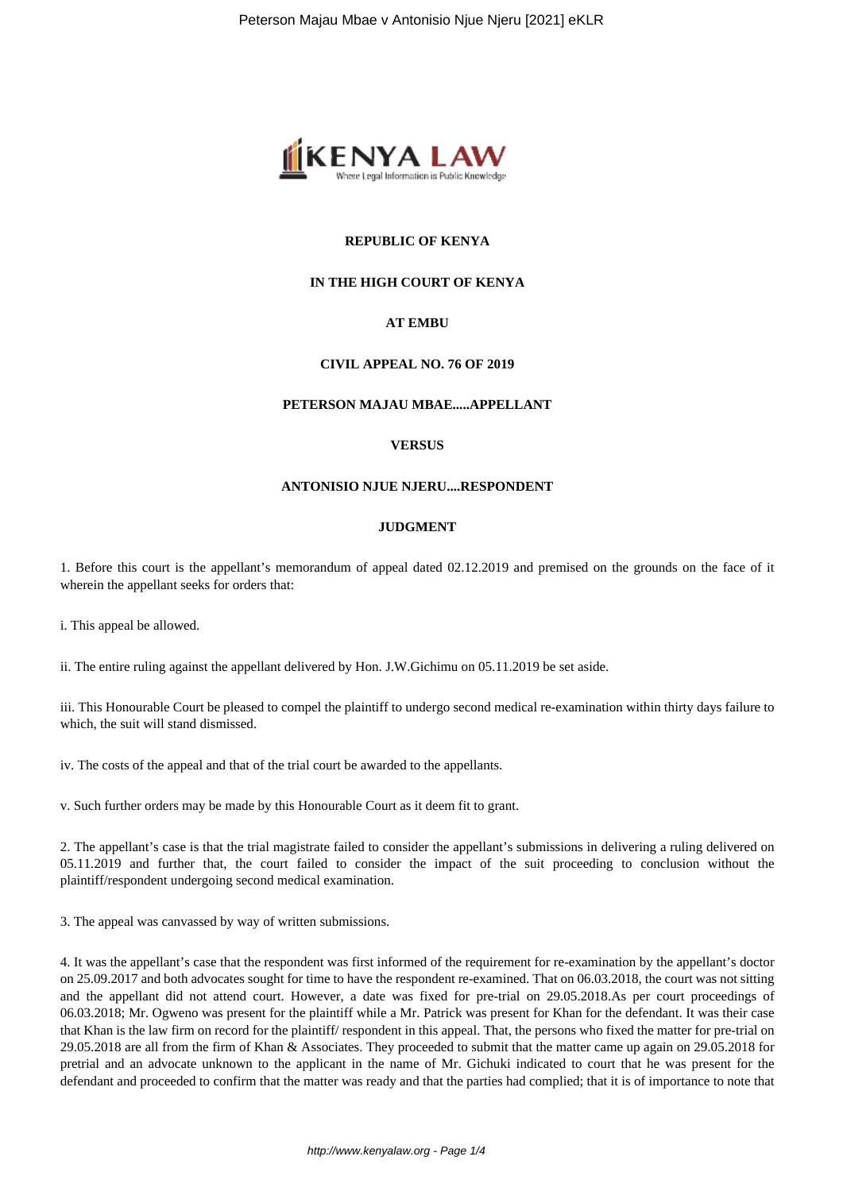**REPUBLIC OF KENYA**

**IN THE HIGH COURT OF KENYA**

**AT EMBU**

**CIVIL APPEAL NO. 76 OF 2019**

**PETERSON MAJAU MBAE.....APPELLANT**

**VERSUS**

**ANTONISIO NJUE NJERU....RESPONDENT**

**JUDGMENT**

1. Before this court is the appellant's memorandum of appeal dated 02.12.2019 and premised on the grounds on the face of it wherein the appellant seeks for orders that:

i. This appeal be allowed.

ii. The entire ruling against the appellant delivered by Hon. J.W.Gichimu on 05.11.2019 be set aside.

iii. This Honourable Court be pleased to compel the plaintiff to undergo second medical re-examination within thirty days failure to which, the suit will stand dismissed.

iv. The costs of the appeal and that of the trial court be awarded to the appellants.

v. Such further orders may be made by this Honourable Court as it deem fit to grant.

2. The appellant's case is that the trial magistrate failed to consider the appellant's submissions in delivering a ruling delivered on 05.11.2019 and further that, the court failed to consider the impact of the suit proceeding to conclusion without the plaintiff/respondent undergoing second medical examination.

3. The appeal was canvassed by way of written submissions.

4. It was the appellant's case that the respondent was first informed of the requirement for re-examination by the appellant's doctor on 25.09.2017 and both advocates sought for time to have the respondent re-examined. That on 06.03.2018, the court was not sitting and the appellant did not attend court. However, a date was fixed for pre-trial on 29.05.2018.As per court proceedings of 06.03.2018; Mr. Ogweno was present for the plaintiff while a Mr. Patrick was present for Khan for the defendant. It was their case that Khan is the law firm on record for the plaintiff/ respondent in this appeal. That, the persons who fixed the matter for pre-trial on 29.05.2018 are all from the firm of Khan & Associates. They proceeded to submit that the matter came up again on 29.05.2018 for pretrial and an advocate unknown to the applicant in the name of Mr. Gichuki indicated to court that he was present for the defendant and proceeded to confirm that the matter was ready and that the parties had complied; that it is of importance to note that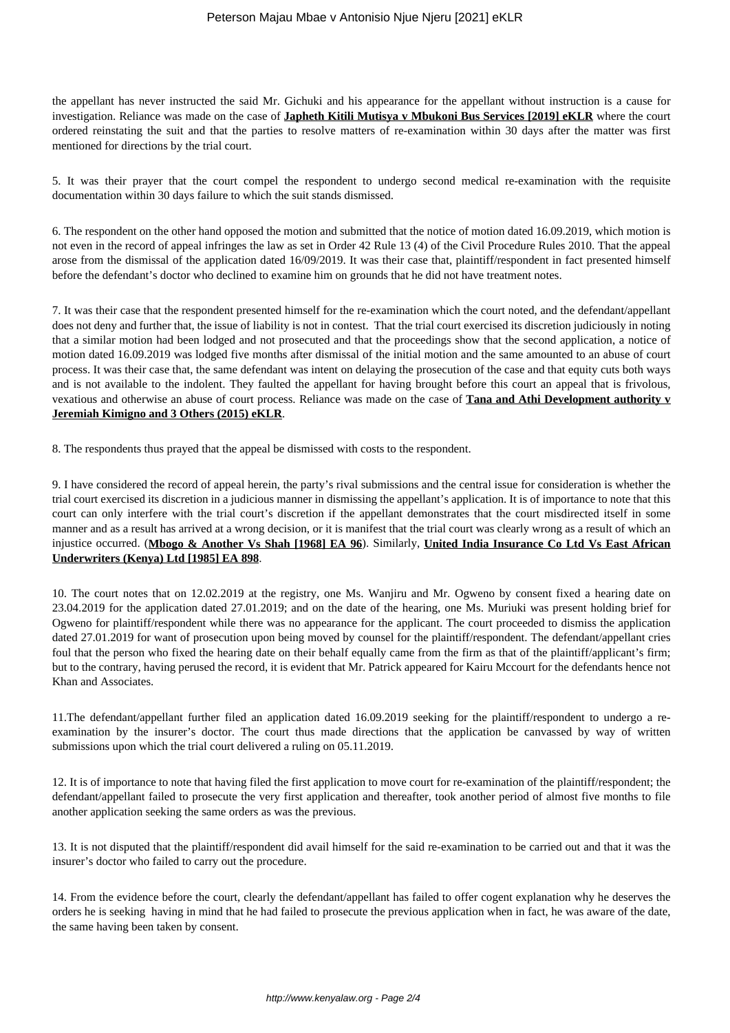the appellant has never instructed the said Mr. Gichuki and his appearance for the appellant without instruction is a cause for investigation. Reliance was made on the case of **Japheth Kitili Mutisya v Mbukoni Bus Services [2019] eKLR** where the court ordered reinstating the suit and that the parties to resolve matters of re-examination within 30 days after the matter was first mentioned for directions by the trial court.

5. It was their prayer that the court compel the respondent to undergo second medical re-examination with the requisite documentation within 30 days failure to which the suit stands dismissed.

6. The respondent on the other hand opposed the motion and submitted that the notice of motion dated 16.09.2019, which motion is not even in the record of appeal infringes the law as set in Order 42 Rule 13 (4) of the Civil Procedure Rules 2010. That the appeal arose from the dismissal of the application dated 16/09/2019. It was their case that, plaintiff/respondent in fact presented himself before the defendant's doctor who declined to examine him on grounds that he did not have treatment notes.

7. It was their case that the respondent presented himself for the re-examination which the court noted, and the defendant/appellant does not deny and further that, the issue of liability is not in contest. That the trial court exercised its discretion judiciously in noting that a similar motion had been lodged and not prosecuted and that the proceedings show that the second application, a notice of motion dated 16.09.2019 was lodged five months after dismissal of the initial motion and the same amounted to an abuse of court process. It was their case that, the same defendant was intent on delaying the prosecution of the case and that equity cuts both ways and is not available to the indolent. They faulted the appellant for having brought before this court an appeal that is frivolous, vexatious and otherwise an abuse of court process. Reliance was made on the case of **Tana and Athi Development authority v Jeremiah Kimigno and 3 Others (2015) eKLR**.

8. The respondents thus prayed that the appeal be dismissed with costs to the respondent.

9. I have considered the record of appeal herein, the party's rival submissions and the central issue for consideration is whether the trial court exercised its discretion in a judicious manner in dismissing the appellant's application. It is of importance to note that this court can only interfere with the trial court's discretion if the appellant demonstrates that the court misdirected itself in some manner and as a result has arrived at a wrong decision, or it is manifest that the trial court was clearly wrong as a result of which an injustice occurred. (**Mbogo & Another Vs Shah [1968] EA 96**). Similarly, **United India Insurance Co Ltd Vs East African Underwriters (Kenya) Ltd [1985] EA 898**.

10. The court notes that on 12.02.2019 at the registry, one Ms. Wanjiru and Mr. Ogweno by consent fixed a hearing date on 23.04.2019 for the application dated 27.01.2019; and on the date of the hearing, one Ms. Muriuki was present holding brief for Ogweno for plaintiff/respondent while there was no appearance for the applicant. The court proceeded to dismiss the application dated 27.01.2019 for want of prosecution upon being moved by counsel for the plaintiff/respondent. The defendant/appellant cries foul that the person who fixed the hearing date on their behalf equally came from the firm as that of the plaintiff/applicant's firm; but to the contrary, having perused the record, it is evident that Mr. Patrick appeared for Kairu Mccourt for the defendants hence not Khan and Associates.

11.The defendant/appellant further filed an application dated 16.09.2019 seeking for the plaintiff/respondent to undergo a re-examination by the insurer's doctor. The court thus made directions that the application be canvassed by way of written submissions upon which the trial court delivered a ruling on 05.11.2019.

12. It is of importance to note that having filed the first application to move court for re-examination of the plaintiff/respondent; the defendant/appellant failed to prosecute the very first application and thereafter, took another period of almost five months to file another application seeking the same orders as was the previous.

13. It is not disputed that the plaintiff/respondent did avail himself for the said re-examination to be carried out and that it was the insurer's doctor who failed to carry out the procedure.

14. From the evidence before the court, clearly the defendant/appellant has failed to offer cogent explanation why he deserves the orders he is seeking having in mind that he had failed to prosecute the previous application when in fact, he was aware of the date, the same having been taken by consent.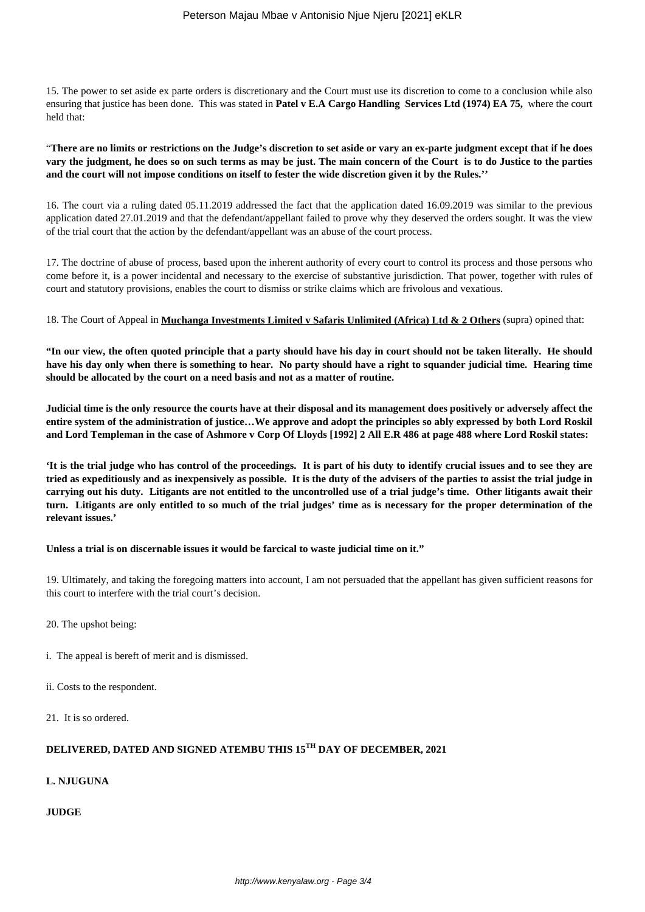15. The power to set aside ex parte orders is discretionary and the Court must use its discretion to come to a conclusion while also ensuring that justice has been done. This was stated in **Patel v E.A Cargo Handling Services Ltd (1974) EA 75,** where the court held that:

"**There are no limits or restrictions on the Judge's discretion to set aside or vary an ex-parte judgment except that if he does vary the judgment, he does so on such terms as may be just. The main concern of the Court is to do Justice to the parties and the court will not impose conditions on itself to fester the wide discretion given it by the Rules.''**

16. The court via a ruling dated 05.11.2019 addressed the fact that the application dated 16.09.2019 was similar to the previous application dated 27.01.2019 and that the defendant/appellant failed to prove why they deserved the orders sought. It was the view of the trial court that the action by the defendant/appellant was an abuse of the court process.

17. The doctrine of abuse of process, based upon the inherent authority of every court to control its process and those persons who come before it, is a power incidental and necessary to the exercise of substantive jurisdiction. That power, together with rules of court and statutory provisions, enables the court to dismiss or strike claims which are frivolous and vexatious.

18. The Court of Appeal in **Muchanga Investments Limited v Safaris Unlimited (Africa) Ltd & 2 Others** (supra) opined that:

**"In our view, the often quoted principle that a party should have his day in court should not be taken literally. He should have his day only when there is something to hear. No party should have a right to squander judicial time. Hearing time should be allocated by the court on a need basis and not as a matter of routine.**

**Judicial time is the only resource the courts have at their disposal and its management does positively or adversely affect the entire system of the administration of justice…We approve and adopt the principles so ably expressed by both Lord Roskil and Lord Templeman in the case of Ashmore v Corp Of Lloyds [1992] 2 All E.R 486 at page 488 where Lord Roskil states:**

**'It is the trial judge who has control of the proceedings. It is part of his duty to identify crucial issues and to see they are tried as expeditiously and as inexpensively as possible. It is the duty of the advisers of the parties to assist the trial judge in carrying out his duty. Litigants are not entitled to the uncontrolled use of a trial judge's time. Other litigants await their turn. Litigants are only entitled to so much of the trial judges' time as is necessary for the proper determination of the relevant issues.'**

**Unless a trial is on discernable issues it would be farcical to waste judicial time on it."**

19. Ultimately, and taking the foregoing matters into account, I am not persuaded that the appellant has given sufficient reasons for this court to interfere with the trial court's decision.

20. The upshot being:

i. The appeal is bereft of merit and is dismissed.

ii. Costs to the respondent.

21. It is so ordered.

**DELIVERED, DATED AND SIGNED ATEMBU THIS 15TH DAY OF DECEMBER, 2021**

**L. NJUGUNA**

**JUDGE**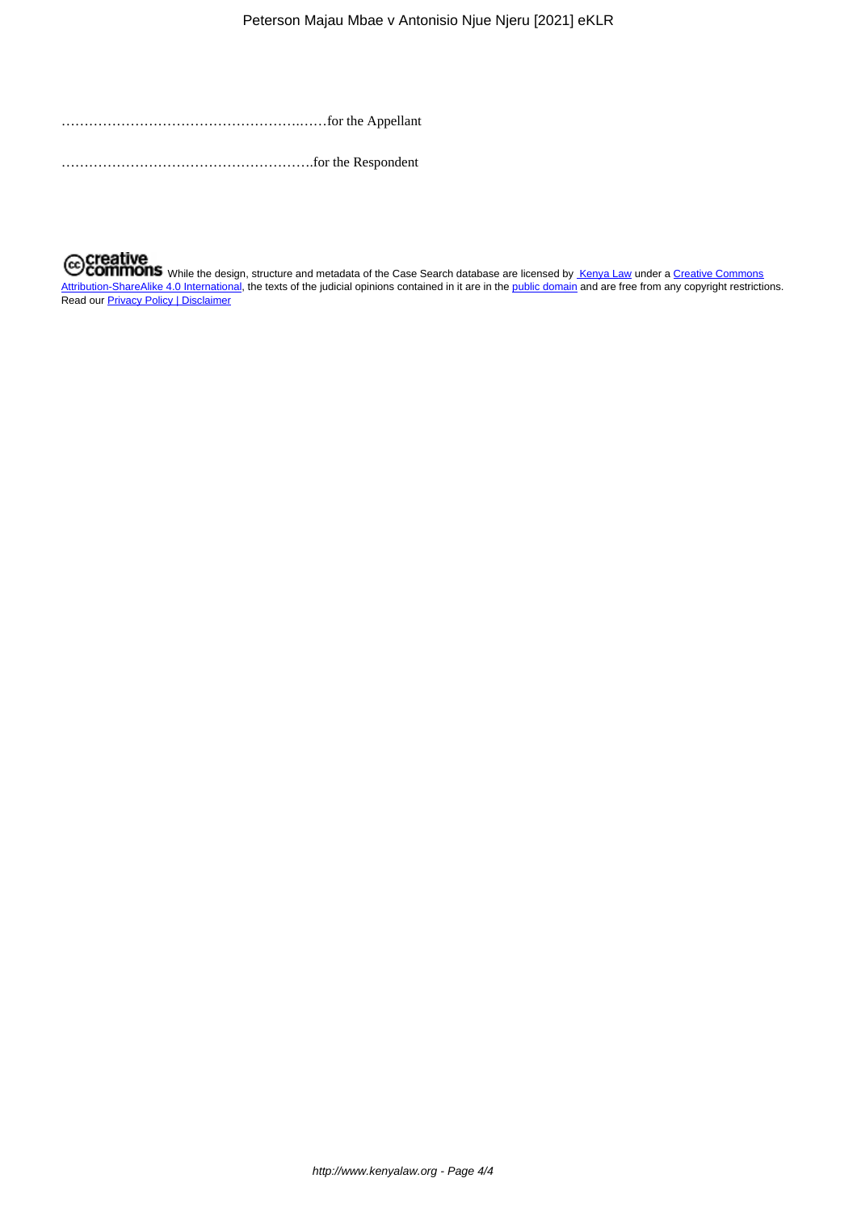………………………………………………..……for the Appellant

……………………………………………….for the Respondent

While the design, structure and metadata of the Case Search database are licensed by Kenya Law under a Creative Commons Attribution-ShareAlike 4.0 International, the texts of the judicial opinions contained in it are in the public domain and are free from any copyright restrictions. Read our Privacy Policy | Disclaimer